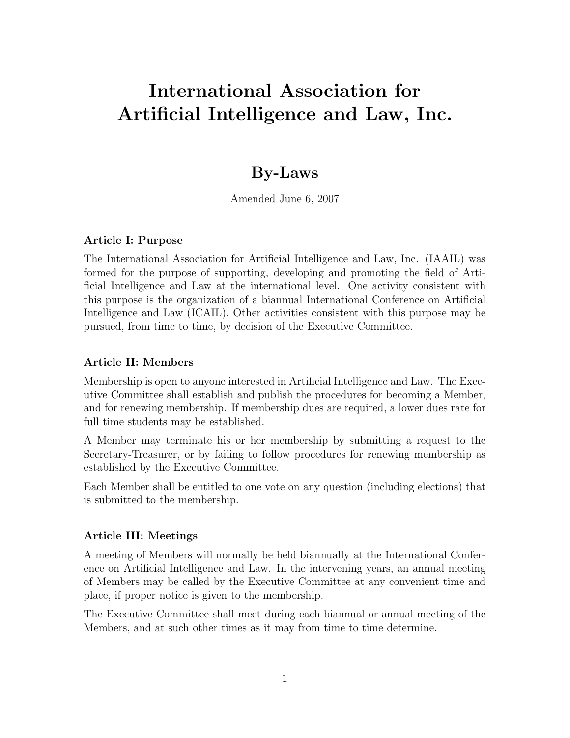# International Association for Artificial Intelligence and Law, Inc.

## By-Laws

Amended June 6, 2007

### Article I: Purpose

The International Association for Artificial Intelligence and Law, Inc. (IAAIL) was formed for the purpose of supporting, developing and promoting the field of Artificial Intelligence and Law at the international level. One activity consistent with this purpose is the organization of a biannual International Conference on Artificial Intelligence and Law (ICAIL). Other activities consistent with this purpose may be pursued, from time to time, by decision of the Executive Committee.

### Article II: Members

Membership is open to anyone interested in Artificial Intelligence and Law. The Executive Committee shall establish and publish the procedures for becoming a Member, and for renewing membership. If membership dues are required, a lower dues rate for full time students may be established.

A Member may terminate his or her membership by submitting a request to the Secretary-Treasurer, or by failing to follow procedures for renewing membership as established by the Executive Committee.

Each Member shall be entitled to one vote on any question (including elections) that is submitted to the membership.

### Article III: Meetings

A meeting of Members will normally be held biannually at the International Conference on Artificial Intelligence and Law. In the intervening years, an annual meeting of Members may be called by the Executive Committee at any convenient time and place, if proper notice is given to the membership.

The Executive Committee shall meet during each biannual or annual meeting of the Members, and at such other times as it may from time to time determine.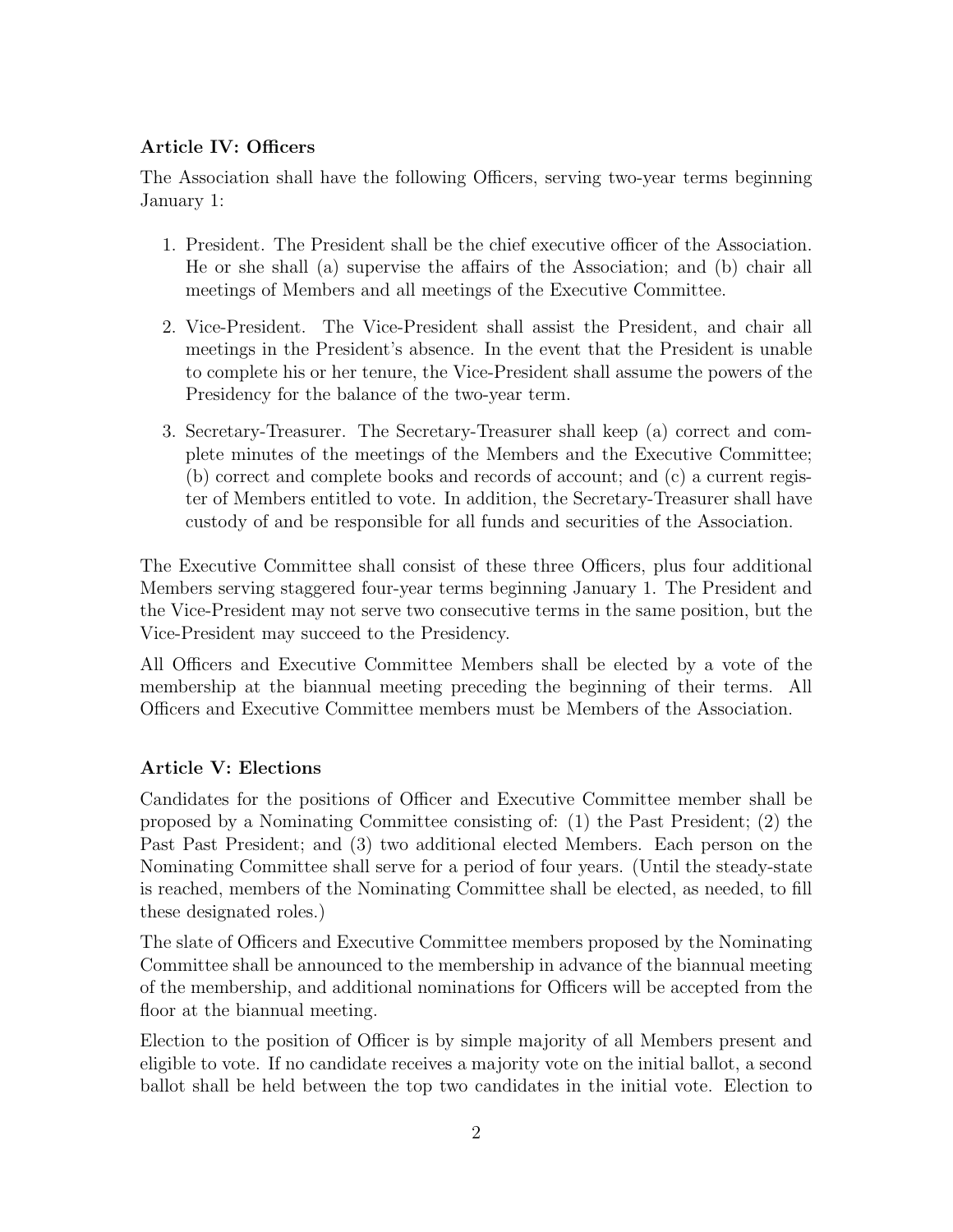### Article IV: Officers

The Association shall have the following Officers, serving two-year terms beginning January 1:

1. President. The President shall be the chief executive officer of the Association. He or she shall (a) supervise the affairs of the Association; and (b) chair all meetings of Members and all meetings of the Executive Committee.
2. Vice-President. The Vice-President shall assist the President, and chair all meetings in the President's absence. In the event that the President is unable to complete his or her tenure, the Vice-President shall assume the powers of the Presidency for the balance of the two-year term.
3. Secretary-Treasurer. The Secretary-Treasurer shall keep (a) correct and complete minutes of the meetings of the Members and the Executive Committee; (b) correct and complete books and records of account; and (c) a current register of Members entitled to vote. In addition, the Secretary-Treasurer shall have custody of and be responsible for all funds and securities of the Association.

The Executive Committee shall consist of these three Officers, plus four additional Members serving staggered four-year terms beginning January 1. The President and the Vice-President may not serve two consecutive terms in the same position, but the Vice-President may succeed to the Presidency.

All Officers and Executive Committee Members shall be elected by a vote of the membership at the biannual meeting preceding the beginning of their terms. All Officers and Executive Committee members must be Members of the Association.

### Article V: Elections

Candidates for the positions of Officer and Executive Committee member shall be proposed by a Nominating Committee consisting of: (1) the Past President; (2) the Past Past President; and (3) two additional elected Members. Each person on the Nominating Committee shall serve for a period of four years. (Until the steady-state is reached, members of the Nominating Committee shall be elected, as needed, to fill these designated roles.)

The slate of Officers and Executive Committee members proposed by the Nominating Committee shall be announced to the membership in advance of the biannual meeting of the membership, and additional nominations for Officers will be accepted from the floor at the biannual meeting.

Election to the position of Officer is by simple majority of all Members present and eligible to vote. If no candidate receives a majority vote on the initial ballot, a second ballot shall be held between the top two candidates in the initial vote. Election to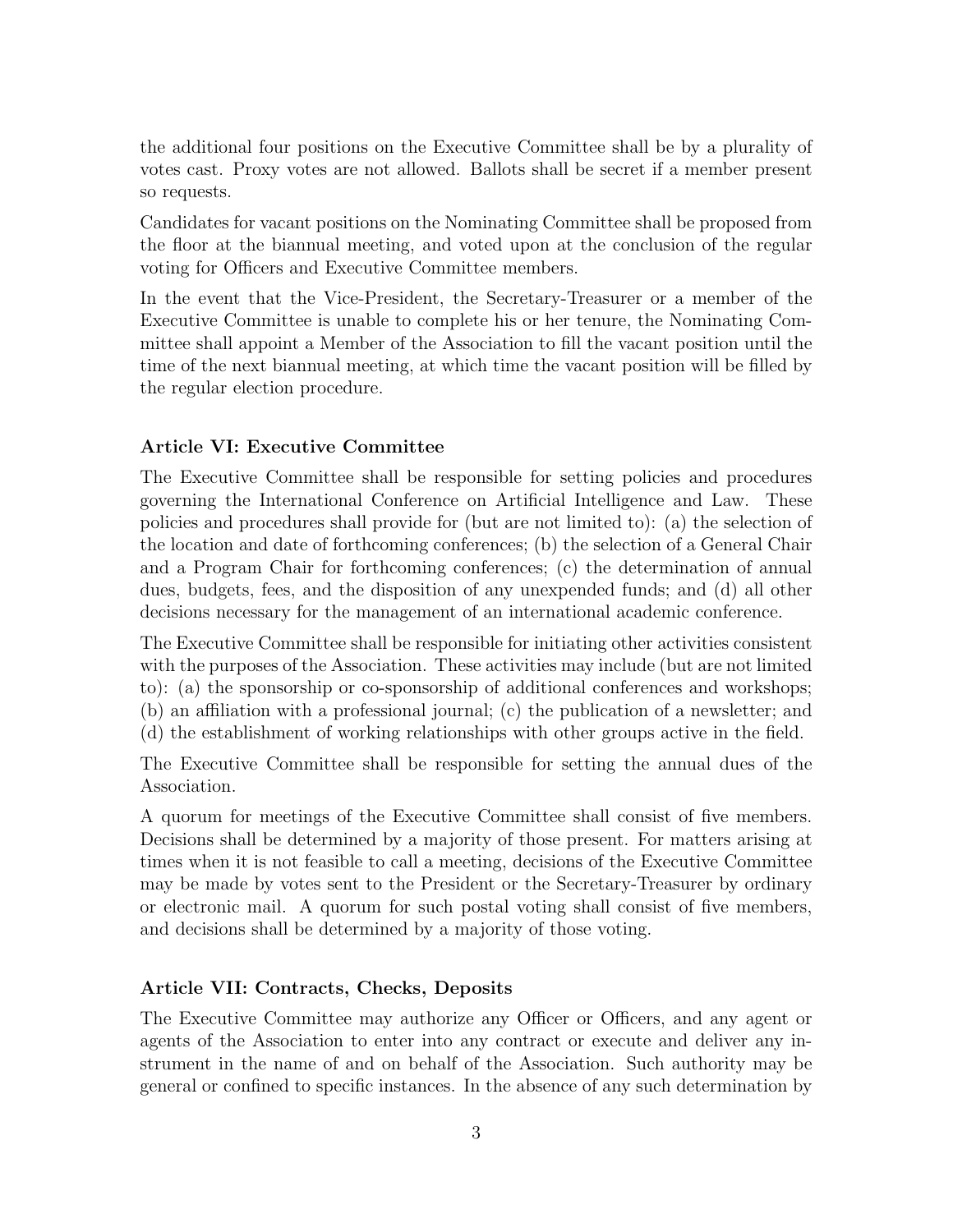the additional four positions on the Executive Committee shall be by a plurality of votes cast. Proxy votes are not allowed. Ballots shall be secret if a member present so requests.

Candidates for vacant positions on the Nominating Committee shall be proposed from the floor at the biannual meeting, and voted upon at the conclusion of the regular voting for Officers and Executive Committee members.

In the event that the Vice-President, the Secretary-Treasurer or a member of the Executive Committee is unable to complete his or her tenure, the Nominating Committee shall appoint a Member of the Association to fill the vacant position until the time of the next biannual meeting, at which time the vacant position will be filled by the regular election procedure.

### Article VI: Executive Committee

The Executive Committee shall be responsible for setting policies and procedures governing the International Conference on Artificial Intelligence and Law. These policies and procedures shall provide for (but are not limited to): (a) the selection of the location and date of forthcoming conferences; (b) the selection of a General Chair and a Program Chair for forthcoming conferences; (c) the determination of annual dues, budgets, fees, and the disposition of any unexpended funds; and (d) all other decisions necessary for the management of an international academic conference.

The Executive Committee shall be responsible for initiating other activities consistent with the purposes of the Association. These activities may include (but are not limited to): (a) the sponsorship or co-sponsorship of additional conferences and workshops; (b) an affiliation with a professional journal; (c) the publication of a newsletter; and (d) the establishment of working relationships with other groups active in the field.

The Executive Committee shall be responsible for setting the annual dues of the Association.

A quorum for meetings of the Executive Committee shall consist of five members. Decisions shall be determined by a majority of those present. For matters arising at times when it is not feasible to call a meeting, decisions of the Executive Committee may be made by votes sent to the President or the Secretary-Treasurer by ordinary or electronic mail. A quorum for such postal voting shall consist of five members, and decisions shall be determined by a majority of those voting.

### Article VII: Contracts, Checks, Deposits

The Executive Committee may authorize any Officer or Officers, and any agent or agents of the Association to enter into any contract or execute and deliver any instrument in the name of and on behalf of the Association. Such authority may be general or confined to specific instances. In the absence of any such determination by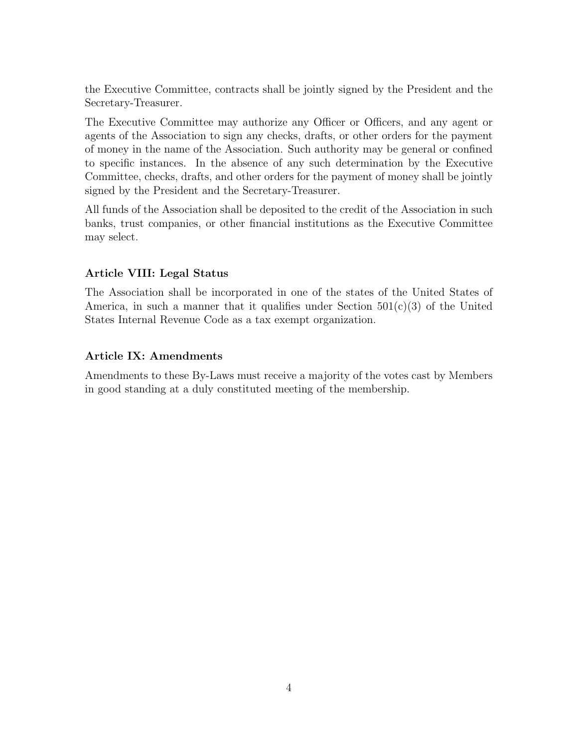the Executive Committee, contracts shall be jointly signed by the President and the Secretary-Treasurer.

The Executive Committee may authorize any Officer or Officers, and any agent or agents of the Association to sign any checks, drafts, or other orders for the payment of money in the name of the Association. Such authority may be general or confined to specific instances. In the absence of any such determination by the Executive Committee, checks, drafts, and other orders for the payment of money shall be jointly signed by the President and the Secretary-Treasurer.

All funds of the Association shall be deposited to the credit of the Association in such banks, trust companies, or other financial institutions as the Executive Committee may select.

### Article VIII: Legal Status

The Association shall be incorporated in one of the states of the United States of America, in such a manner that it qualifies under Section 501(c)(3) of the United States Internal Revenue Code as a tax exempt organization.

### Article IX: Amendments

Amendments to these By-Laws must receive a majority of the votes cast by Members in good standing at a duly constituted meeting of the membership.